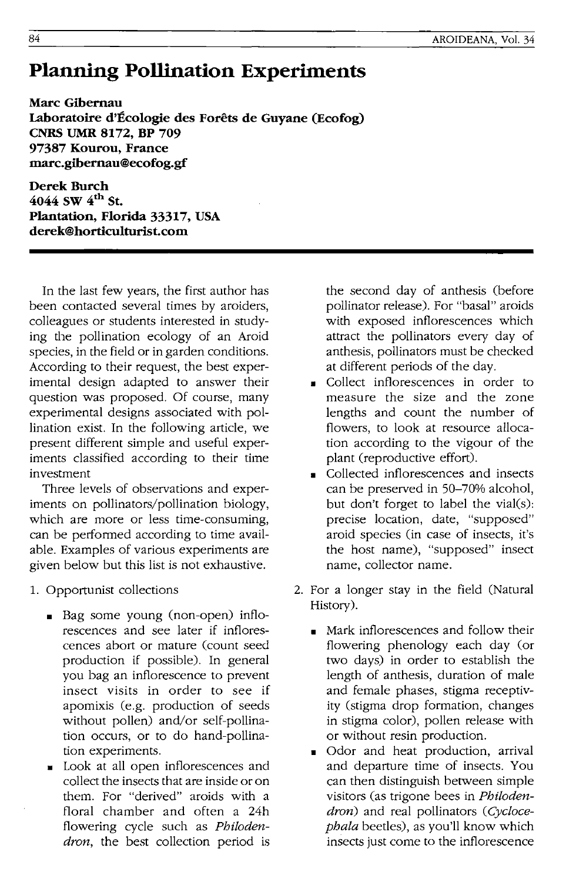# Planning Pollination Experiments

**Marc Gibernau**
**Laboratoire d'Écologie des Forêts de Guyane (Ecofog)**
**CNRS UMR 8172, BP 709**
**97387 Kourou, France**
**marc.gibernau@ecofog.gf**

**Derek Burch**
**4044 SW 4th St.**
**Plantation, Florida 33317, USA**
**derek@horticulturist.com**

In the last few years, the first author has been contacted several times by aroiders, colleagues or students interested in studying the pollination ecology of an Aroid species, in the field or in garden conditions. According to their request, the best experimental design adapted to answer their question was proposed. Of course, many experimental designs associated with pollination exist. In the following article, we present different simple and useful experiments classified according to their time investment

Three levels of observations and experiments on pollinators/pollination biology, which are more or less time-consuming, can be performed according to time available. Examples of various experiments are given below but this list is not exhaustive.

1. Opportunist collections
   - Bag some young (non-open) inflorescences and see later if inflorescences abort or mature (count seed production if possible). In general you bag an inflorescence to prevent insect visits in order to see if apomixis (e.g. production of seeds without pollen) and/or self-pollination occurs, or to do hand-pollination experiments.
   - Look at all open inflorescences and collect the insects that are inside or on them. For "derived" aroids with a floral chamber and often a 24h flowering cycle such as *Philodendron*, the best collection period is the second day of anthesis (before pollinator release). For "basal" aroids with exposed inflorescences which attract the pollinators every day of anthesis, pollinators must be checked at different periods of the day.
   - Collect inflorescences in order to measure the size and the zone lengths and count the number of flowers, to look at resource allocation according to the vigour of the plant (reproductive effort).
   - Collected inflorescences and insects can be preserved in 50–70% alcohol, but don't forget to label the vial(s): precise location, date, "supposed" aroid species (in case of insects, it's the host name), "supposed" insect name, collector name.
2. For a longer stay in the field (Natural History).
   - Mark inflorescences and follow their flowering phenology each day (or two days) in order to establish the length of anthesis, duration of male and female phases, stigma receptivity (stigma drop formation, changes in stigma color), pollen release with or without resin production.
   - Odor and heat production, arrival and departure time of insects. You can then distinguish between simple visitors (as trigone bees in *Philodendron*) and real pollinators (*Cyclocephala* beetles), as you'll know which insects just come to the inflorescence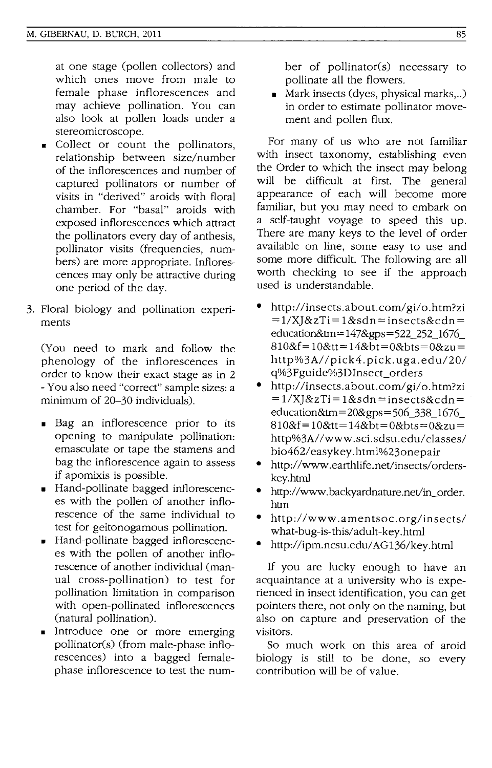at one stage (pollen collectors) and which ones move from male to female phase inflorescences and may achieve pollination. You can also look at pollen loads under a stereomicroscope.

- Collect or count the pollinators, relationship between size/number of the inflorescences and number of captured pollinators or number of visits in "derived" aroids with floral chamber. For "basal" aroids with exposed inflorescences which attract the pollinators every day of anthesis, pollinator visits (frequencies, numbers) are more appropriate. Inflorescences may only be attractive during one period of the day.

3. Floral biology and pollination experiments

   (You need to mark and follow the phenology of the inflorescences in order to know their exact stage as in 2 - You also need "correct" sample sizes: a minimum of 20–30 individuals).

   - Bag an inflorescence prior to its opening to manipulate pollination: emasculate or tape the stamens and bag the inflorescence again to assess if apomixis is possible.
   - Hand-pollinate bagged inflorescences with the pollen of another inflorescence of the same individual to test for geitonogamous pollination.
   - Hand-pollinate bagged inflorescences with the pollen of another inflorescence of another individual (manual cross-pollination) to test for pollination limitation in comparison with open-pollinated inflorescences (natural pollination).
   - Introduce one or more emerging pollinator(s) (from male-phase inflorescences) into a bagged female-phase inflorescence to test the number of pollinator(s) necessary to pollinate all the flowers.
   - Mark insects (dyes, physical marks,..) in order to estimate pollinator movement and pollen flux.

For many of us who are not familiar with insect taxonomy, establishing even the Order to which the insect may belong will be difficult at first. The general appearance of each will become more familiar, but you may need to embark on a self-taught voyage to speed this up. There are many keys to the level of order available on line, some easy to use and some more difficult. The following are all worth checking to see if the approach used is understandable.

- http://insects.about.com/gi/o.htm?zi=1/XJ&zTi=1&sdn=insects&cdn=education&tm=147&gps=522_252_1676_810&f=10&tt=14&bt=0&bts=0&zu=http%3A//pick4.pick.uga.edu/20/q%3Fguide%3DInsect_orders
- http://insects.about.com/gi/o.htm?zi=1/XJ&zTi=1&sdn=insects&cdn=education&tm=20&gps=506_338_1676_810&f=10&tt=14&bt=0&bts=0&zu=http%3A//www.sci.sdsu.edu/classes/bio462/easykey.html%23onepair
- http://www.earthlife.net/insects/orders-key.html
- http://www.backyardnature.net/in_order.htm
- http://www.amentsoc.org/insects/what-bug-is-this/adult-key.html
- http://ipm.ncsu.edu/AG136/key.html

If you are lucky enough to have an acquaintance at a university who is experienced in insect identification, you can get pointers there, not only on the naming, but also on capture and preservation of the visitors.

So much work on this area of aroid biology is still to be done, so every contribution will be of value.